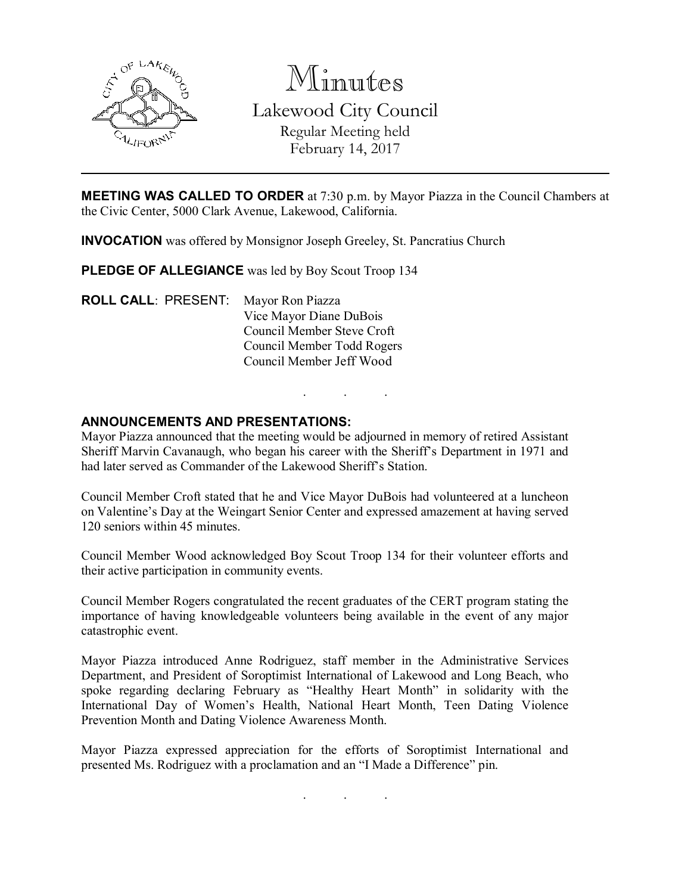# Minutes

## Lakewood City Council

Regular Meeting held
February 14, 2017

---

**MEETING WAS CALLED TO ORDER** at 7:30 p.m. by Mayor Piazza in the Council Chambers at the Civic Center, 5000 Clark Avenue, Lakewood, California.

**INVOCATION** was offered by Monsignor Joseph Greeley, St. Pancratius Church

**PLEDGE OF ALLEGIANCE** was led by Boy Scout Troop 134

**ROLL CALL**: PRESENT: Mayor Ron Piazza
Vice Mayor Diane DuBois
Council Member Steve Croft
Council Member Todd Rogers
Council Member Jeff Wood

. . .

**ANNOUNCEMENTS AND PRESENTATIONS:**

Mayor Piazza announced that the meeting would be adjourned in memory of retired Assistant Sheriff Marvin Cavanaugh, who began his career with the Sheriff's Department in 1971 and had later served as Commander of the Lakewood Sheriff's Station.

Council Member Croft stated that he and Vice Mayor DuBois had volunteered at a luncheon on Valentine's Day at the Weingart Senior Center and expressed amazement at having served 120 seniors within 45 minutes.

Council Member Wood acknowledged Boy Scout Troop 134 for their volunteer efforts and their active participation in community events.

Council Member Rogers congratulated the recent graduates of the CERT program stating the importance of having knowledgeable volunteers being available in the event of any major catastrophic event.

Mayor Piazza introduced Anne Rodriguez, staff member in the Administrative Services Department, and President of Soroptimist International of Lakewood and Long Beach, who spoke regarding declaring February as "Healthy Heart Month" in solidarity with the International Day of Women's Health, National Heart Month, Teen Dating Violence Prevention Month and Dating Violence Awareness Month.

Mayor Piazza expressed appreciation for the efforts of Soroptimist International and presented Ms. Rodriguez with a proclamation and an "I Made a Difference" pin.

. . .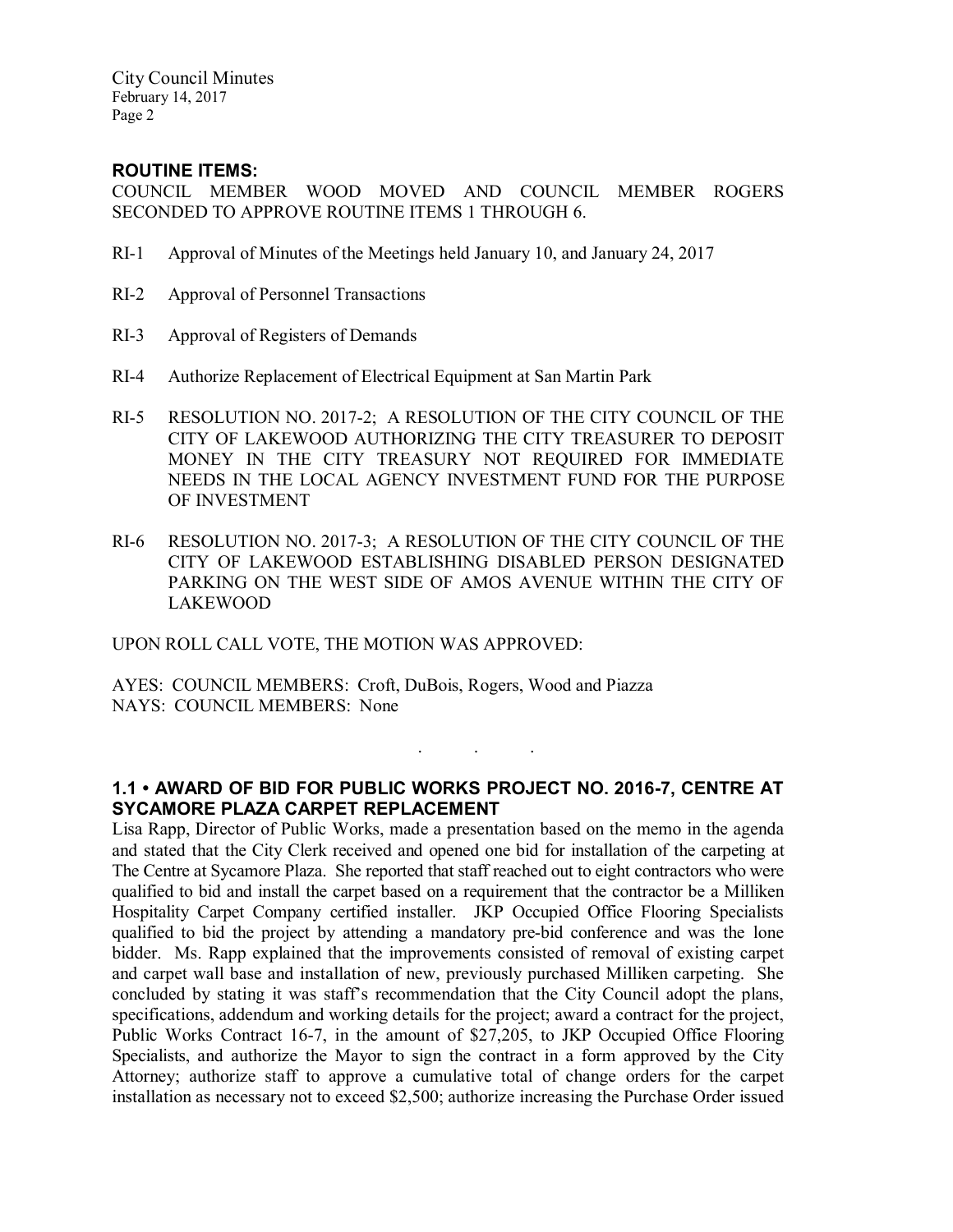**ROUTINE ITEMS:**

COUNCIL MEMBER WOOD MOVED AND COUNCIL MEMBER ROGERS SECONDED TO APPROVE ROUTINE ITEMS 1 THROUGH 6.

RI-1 Approval of Minutes of the Meetings held January 10, and January 24, 2017

RI-2 Approval of Personnel Transactions

RI-3 Approval of Registers of Demands

RI-4 Authorize Replacement of Electrical Equipment at San Martin Park

RI-5 RESOLUTION NO. 2017-2; A RESOLUTION OF THE CITY COUNCIL OF THE CITY OF LAKEWOOD AUTHORIZING THE CITY TREASURER TO DEPOSIT MONEY IN THE CITY TREASURY NOT REQUIRED FOR IMMEDIATE NEEDS IN THE LOCAL AGENCY INVESTMENT FUND FOR THE PURPOSE OF INVESTMENT

RI-6 RESOLUTION NO. 2017-3; A RESOLUTION OF THE CITY COUNCIL OF THE CITY OF LAKEWOOD ESTABLISHING DISABLED PERSON DESIGNATED PARKING ON THE WEST SIDE OF AMOS AVENUE WITHIN THE CITY OF LAKEWOOD

UPON ROLL CALL VOTE, THE MOTION WAS APPROVED:

AYES: COUNCIL MEMBERS: Croft, DuBois, Rogers, Wood and Piazza
NAYS: COUNCIL MEMBERS: None

. . .

**1.1 • AWARD OF BID FOR PUBLIC WORKS PROJECT NO. 2016-7, CENTRE AT SYCAMORE PLAZA CARPET REPLACEMENT**

Lisa Rapp, Director of Public Works, made a presentation based on the memo in the agenda and stated that the City Clerk received and opened one bid for installation of the carpeting at The Centre at Sycamore Plaza. She reported that staff reached out to eight contractors who were qualified to bid and install the carpet based on a requirement that the contractor be a Milliken Hospitality Carpet Company certified installer. JKP Occupied Office Flooring Specialists qualified to bid the project by attending a mandatory pre-bid conference and was the lone bidder. Ms. Rapp explained that the improvements consisted of removal of existing carpet and carpet wall base and installation of new, previously purchased Milliken carpeting. She concluded by stating it was staff's recommendation that the City Council adopt the plans, specifications, addendum and working details for the project; award a contract for the project, Public Works Contract 16-7, in the amount of $27,205, to JKP Occupied Office Flooring Specialists, and authorize the Mayor to sign the contract in a form approved by the City Attorney; authorize staff to approve a cumulative total of change orders for the carpet installation as necessary not to exceed $2,500; authorize increasing the Purchase Order issued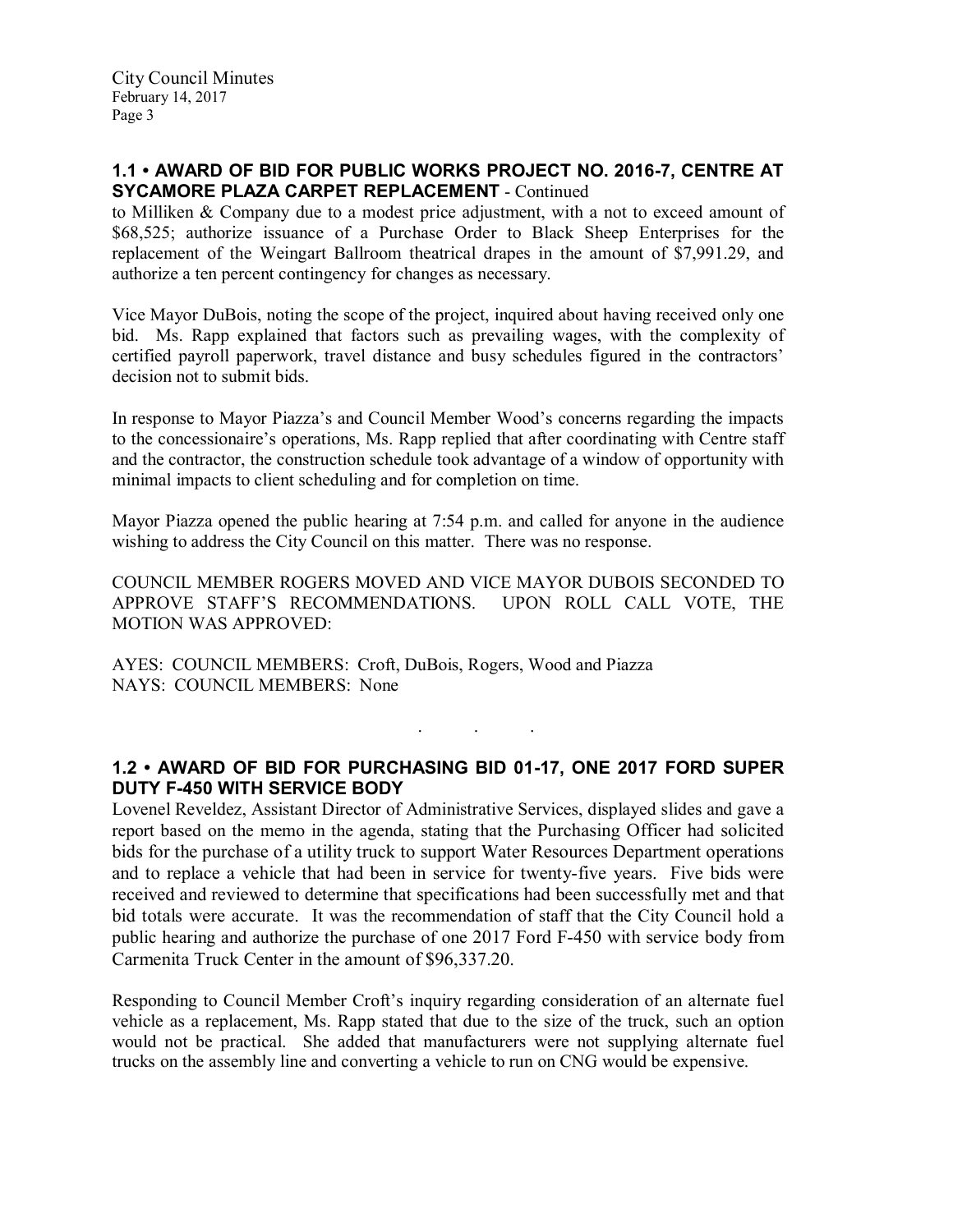## 1.1 • AWARD OF BID FOR PUBLIC WORKS PROJECT NO. 2016-7, CENTRE AT SYCAMORE PLAZA CARPET REPLACEMENT - Continued

to Milliken & Company due to a modest price adjustment, with a not to exceed amount of $68,525; authorize issuance of a Purchase Order to Black Sheep Enterprises for the replacement of the Weingart Ballroom theatrical drapes in the amount of $7,991.29, and authorize a ten percent contingency for changes as necessary.

Vice Mayor DuBois, noting the scope of the project, inquired about having received only one bid. Ms. Rapp explained that factors such as prevailing wages, with the complexity of certified payroll paperwork, travel distance and busy schedules figured in the contractors' decision not to submit bids.

In response to Mayor Piazza's and Council Member Wood's concerns regarding the impacts to the concessionaire's operations, Ms. Rapp replied that after coordinating with Centre staff and the contractor, the construction schedule took advantage of a window of opportunity with minimal impacts to client scheduling and for completion on time.

Mayor Piazza opened the public hearing at 7:54 p.m. and called for anyone in the audience wishing to address the City Council on this matter. There was no response.

COUNCIL MEMBER ROGERS MOVED AND VICE MAYOR DUBOIS SECONDED TO APPROVE STAFF'S RECOMMENDATIONS. UPON ROLL CALL VOTE, THE MOTION WAS APPROVED:

AYES: COUNCIL MEMBERS: Croft, DuBois, Rogers, Wood and Piazza
NAYS: COUNCIL MEMBERS: None

. . .

## 1.2 • AWARD OF BID FOR PURCHASING BID 01-17, ONE 2017 FORD SUPER DUTY F-450 WITH SERVICE BODY

Lovenel Reveldez, Assistant Director of Administrative Services, displayed slides and gave a report based on the memo in the agenda, stating that the Purchasing Officer had solicited bids for the purchase of a utility truck to support Water Resources Department operations and to replace a vehicle that had been in service for twenty-five years. Five bids were received and reviewed to determine that specifications had been successfully met and that bid totals were accurate. It was the recommendation of staff that the City Council hold a public hearing and authorize the purchase of one 2017 Ford F-450 with service body from Carmenita Truck Center in the amount of $96,337.20.

Responding to Council Member Croft's inquiry regarding consideration of an alternate fuel vehicle as a replacement, Ms. Rapp stated that due to the size of the truck, such an option would not be practical. She added that manufacturers were not supplying alternate fuel trucks on the assembly line and converting a vehicle to run on CNG would be expensive.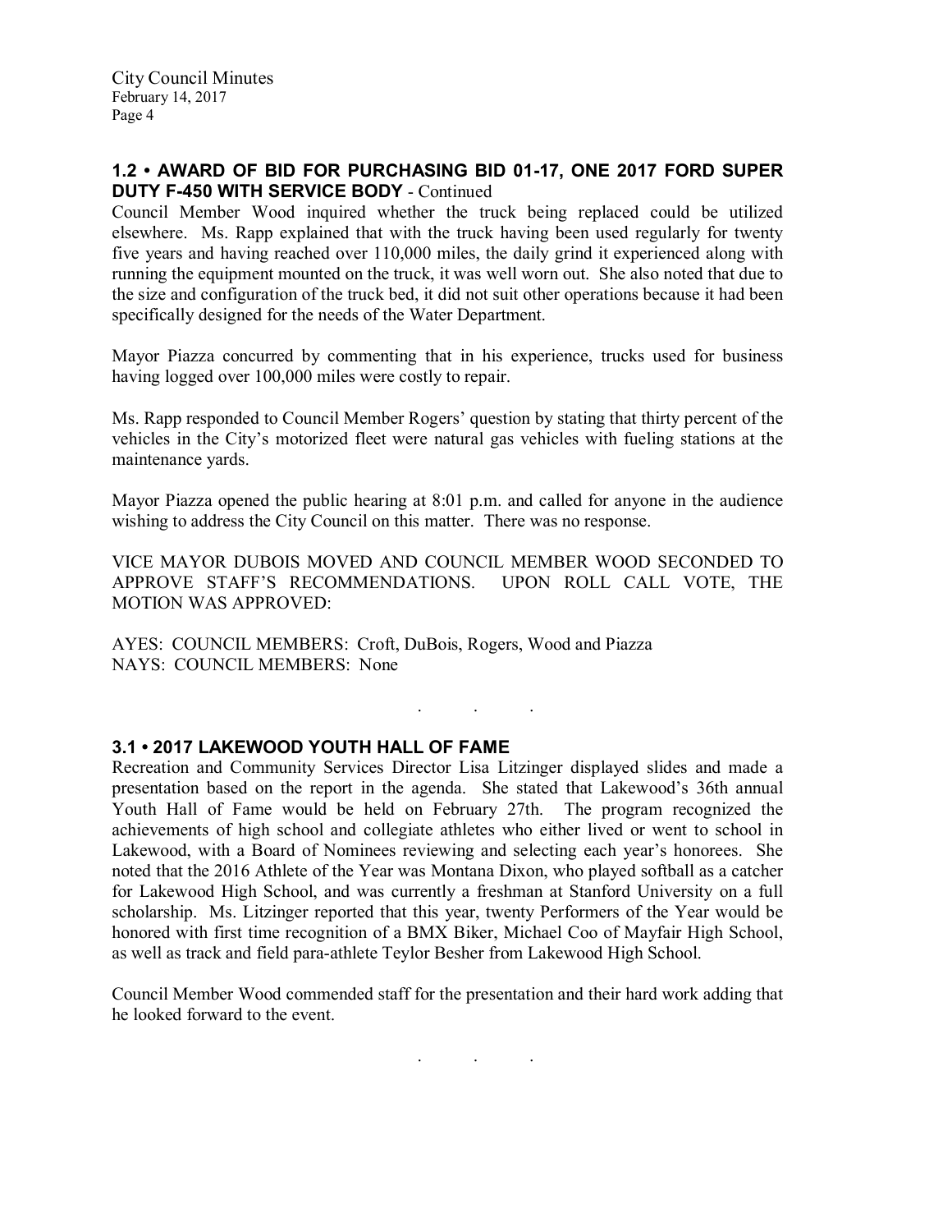### 1.2 • AWARD OF BID FOR PURCHASING BID 01-17, ONE 2017 FORD SUPER DUTY F-450 WITH SERVICE BODY - Continued

Council Member Wood inquired whether the truck being replaced could be utilized elsewhere. Ms. Rapp explained that with the truck having been used regularly for twenty five years and having reached over 110,000 miles, the daily grind it experienced along with running the equipment mounted on the truck, it was well worn out. She also noted that due to the size and configuration of the truck bed, it did not suit other operations because it had been specifically designed for the needs of the Water Department.

Mayor Piazza concurred by commenting that in his experience, trucks used for business having logged over 100,000 miles were costly to repair.

Ms. Rapp responded to Council Member Rogers' question by stating that thirty percent of the vehicles in the City's motorized fleet were natural gas vehicles with fueling stations at the maintenance yards.

Mayor Piazza opened the public hearing at 8:01 p.m. and called for anyone in the audience wishing to address the City Council on this matter. There was no response.

VICE MAYOR DUBOIS MOVED AND COUNCIL MEMBER WOOD SECONDED TO APPROVE STAFF'S RECOMMENDATIONS. UPON ROLL CALL VOTE, THE MOTION WAS APPROVED:

AYES: COUNCIL MEMBERS: Croft, DuBois, Rogers, Wood and Piazza
NAYS: COUNCIL MEMBERS: None

. . .

### 3.1 • 2017 LAKEWOOD YOUTH HALL OF FAME

Recreation and Community Services Director Lisa Litzinger displayed slides and made a presentation based on the report in the agenda. She stated that Lakewood's 36th annual Youth Hall of Fame would be held on February 27th. The program recognized the achievements of high school and collegiate athletes who either lived or went to school in Lakewood, with a Board of Nominees reviewing and selecting each year's honorees. She noted that the 2016 Athlete of the Year was Montana Dixon, who played softball as a catcher for Lakewood High School, and was currently a freshman at Stanford University on a full scholarship. Ms. Litzinger reported that this year, twenty Performers of the Year would be honored with first time recognition of a BMX Biker, Michael Coo of Mayfair High School, as well as track and field para-athlete Teylor Besher from Lakewood High School.

Council Member Wood commended staff for the presentation and their hard work adding that he looked forward to the event.

. . .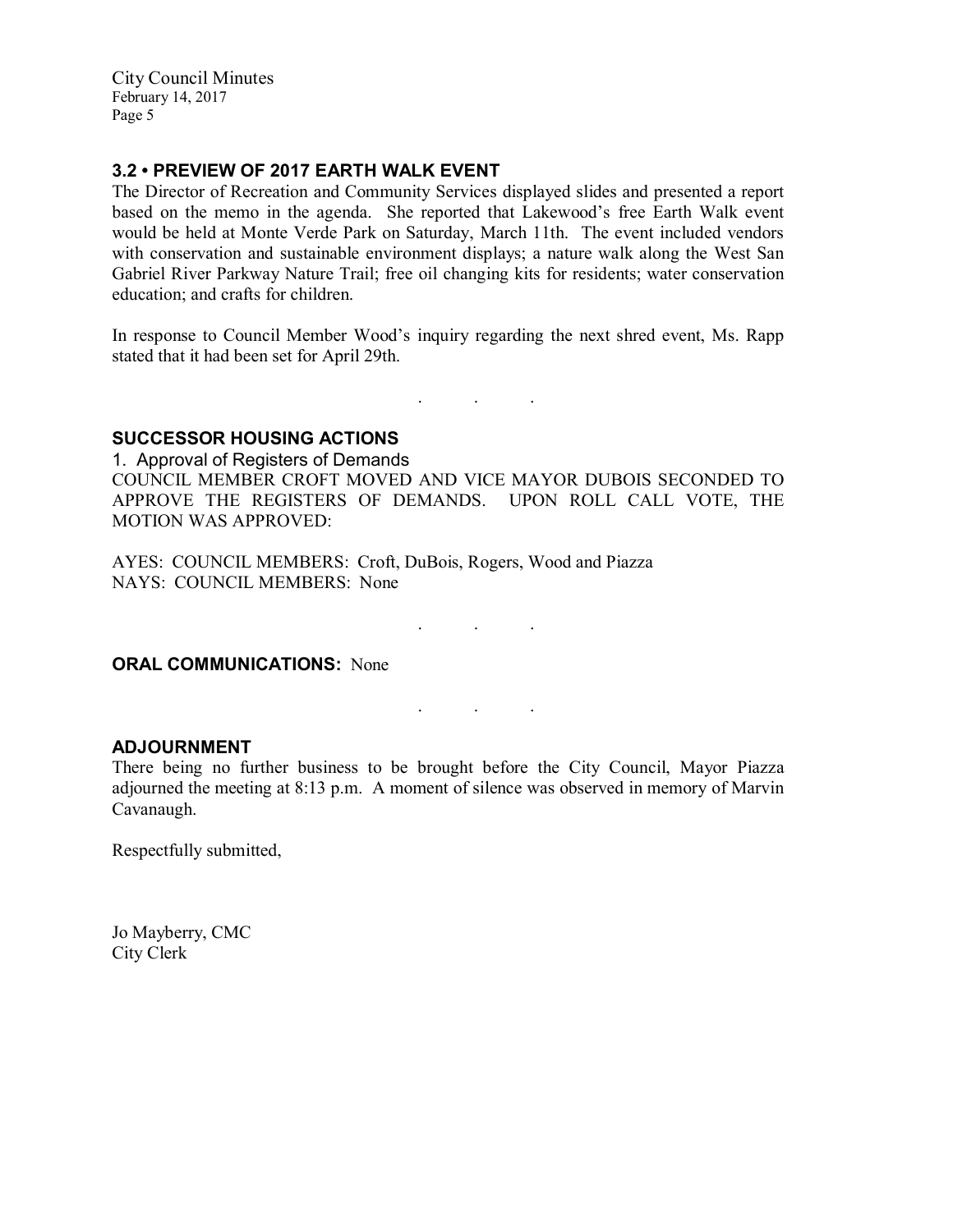### 3.2 • PREVIEW OF 2017 EARTH WALK EVENT

The Director of Recreation and Community Services displayed slides and presented a report based on the memo in the agenda. She reported that Lakewood's free Earth Walk event would be held at Monte Verde Park on Saturday, March 11th. The event included vendors with conservation and sustainable environment displays; a nature walk along the West San Gabriel River Parkway Nature Trail; free oil changing kits for residents; water conservation education; and crafts for children.

In response to Council Member Wood's inquiry regarding the next shred event, Ms. Rapp stated that it had been set for April 29th.

. . .

### SUCCESSOR HOUSING ACTIONS

1. Approval of Registers of Demands

COUNCIL MEMBER CROFT MOVED AND VICE MAYOR DUBOIS SECONDED TO APPROVE THE REGISTERS OF DEMANDS. UPON ROLL CALL VOTE, THE MOTION WAS APPROVED:

AYES: COUNCIL MEMBERS: Croft, DuBois, Rogers, Wood and Piazza
NAYS: COUNCIL MEMBERS: None

. . .

**ORAL COMMUNICATIONS:** None

. . .

### ADJOURNMENT

There being no further business to be brought before the City Council, Mayor Piazza adjourned the meeting at 8:13 p.m. A moment of silence was observed in memory of Marvin Cavanaugh.

Respectfully submitted,

Jo Mayberry, CMC
City Clerk